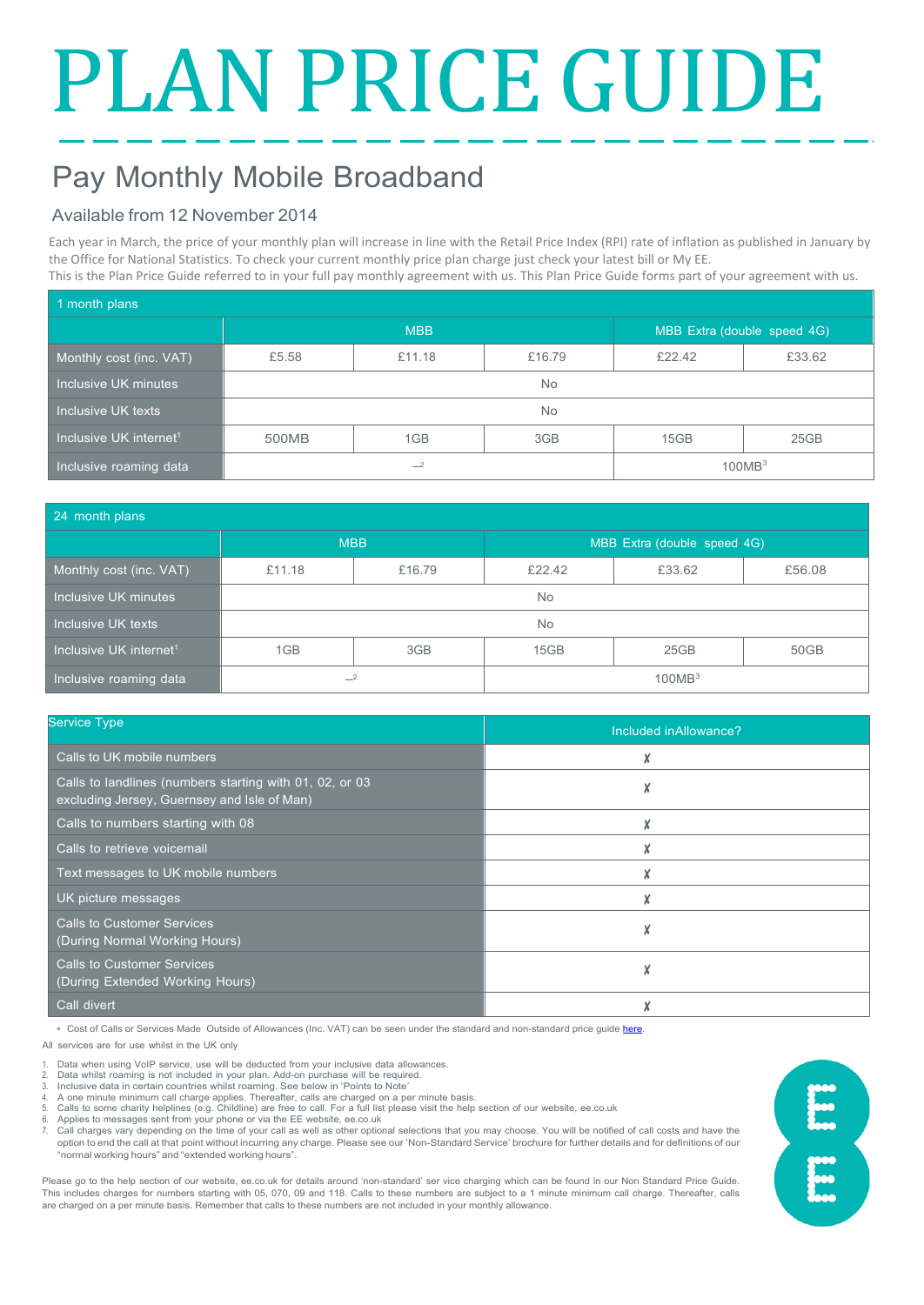# PLAN PRICE GUIDE

## Pay Monthly Mobile Broadband

### Available from 12 November 2014

Each year in March, the price of your monthly plan will increase in line with the Retail Price Index (RPI) rate of inflation as published in January by the Office for National Statistics. To check your current monthly price plan charge just check your latest bill or My EE.
This is the Plan Price Guide referred to in your full pay monthly agreement with us. This Plan Price Guide forms part of your agreement with us.

| 1 month plans | | | | | |
|---|---|---|---|---|---|
| | MBB | | | MBB Extra (double speed 4G) | |
| Monthly cost (inc. VAT) | £5.58 | £11.18 | £16.79 | £22.42 | £33.62 |
| Inclusive UK minutes | No | | | | |
| Inclusive UK texts | No | | | | |
| Inclusive UK internet[1] | 500MB | 1GB | 3GB | 15GB | 25GB |
| Inclusive roaming data | –[2] | | | 100MB[3] | |

| 24 month plans | | | | | |
|---|---|---|---|---|---|
| | MBB | | MBB Extra (double speed 4G) | | |
| Monthly cost (inc. VAT) | £11.18 | £16.79 | £22.42 | £33.62 | £56.08 |
| Inclusive UK minutes | No | | | | |
| Inclusive UK texts | No | | | | |
| Inclusive UK internet[1] | 1GB | 3GB | 15GB | 25GB | 50GB |
| Inclusive roaming data | –[2] | | 100MB[3] | | |

| Service Type | Included inAllowance? |
|---|---|
| Calls to UK mobile numbers | ✗ |
| Calls to landlines (numbers starting with 01, 02, or 03 excluding Jersey, Guernsey and Isle of Man) | ✗ |
| Calls to numbers starting with 08 | ✗ |
| Calls to retrieve voicemail | ✗ |
| Text messages to UK mobile numbers | ✗ |
| UK picture messages | ✗ |
| Calls to Customer Services (During Normal Working Hours) | ✗ |
| Calls to Customer Services (During Extended Working Hours) | ✗ |
| Call divert | ✗ |

* Cost of Calls or Services Made Outside of Allowances (Inc. VAT) can be seen under the standard and non-standard price guide here.

All services are for use whilst in the UK only

1. Data when using VoIP service, use will be deducted from your inclusive data allowances.
2. Data whilst roaming is not included in your plan. Add-on purchase will be required.
3. Inclusive data in certain countries whilst roaming. See below in 'Points to Note'
4. A one minute minimum call charge applies. Thereafter, calls are charged on a per minute basis.
5. Calls to some charity helplines (e.g. Childline) are free to call. For a full list please visit the help section of our website, ee.co.uk
6. Applies to messages sent from your phone or via the EE website, ee.co.uk
7. Call charges vary depending on the time of your call as well as other optional selections that you may choose. You will be notified of call costs and have the option to end the call at that point without incurring any charge. Please see our 'Non-Standard Service' brochure for further details and for definitions of our "normal working hours" and "extended working hours".

Please go to the help section of our website, ee.co.uk for details around 'non-standard' ser vice charging which can be found in our Non Standard Price Guide. This includes charges for numbers starting with 05, 070, 09 and 118. Calls to these numbers are subject to a 1 minute minimum call charge. Thereafter, calls are charged on a per minute basis. Remember that calls to these numbers are not included in your monthly allowance.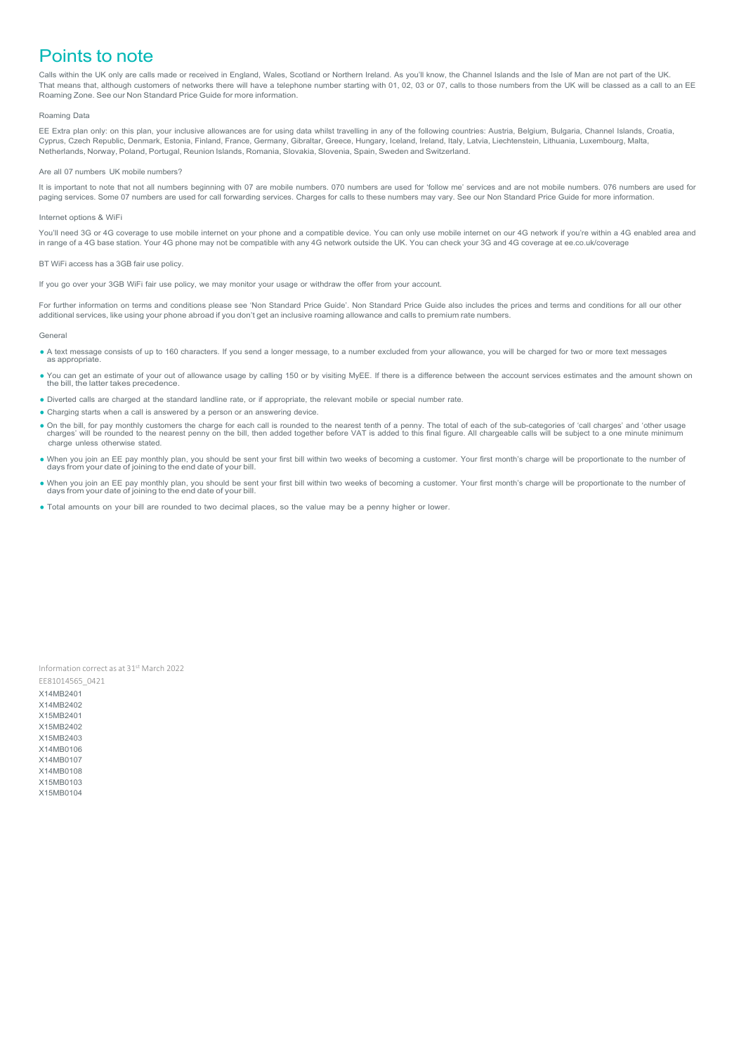# Points to note

Calls within the UK only are calls made or received in England, Wales, Scotland or Northern Ireland. As you'll know, the Channel Islands and the Isle of Man are not part of the UK. That means that, although customers of networks there will have a telephone number starting with 01, 02, 03 or 07, calls to those numbers from the UK will be classed as a call to an EE Roaming Zone. See our Non Standard Price Guide for more information.

### Roaming Data

EE Extra plan only: on this plan, your inclusive allowances are for using data whilst travelling in any of the following countries: Austria, Belgium, Bulgaria, Channel Islands, Croatia, Cyprus, Czech Republic, Denmark, Estonia, Finland, France, Germany, Gibraltar, Greece, Hungary, Iceland, Ireland, Italy, Latvia, Liechtenstein, Lithuania, Luxembourg, Malta, Netherlands, Norway, Poland, Portugal, Reunion Islands, Romania, Slovakia, Slovenia, Spain, Sweden and Switzerland.

### Are all 07 numbers UK mobile numbers?

It is important to note that not all numbers beginning with 07 are mobile numbers. 070 numbers are used for 'follow me' services and are not mobile numbers. 076 numbers are used for paging services. Some 07 numbers are used for call forwarding services. Charges for calls to these numbers may vary. See our Non Standard Price Guide for more information.

### Internet options & WiFi

You'll need 3G or 4G coverage to use mobile internet on your phone and a compatible device. You can only use mobile internet on our 4G network if you're within a 4G enabled area and in range of a 4G base station. Your 4G phone may not be compatible with any 4G network outside the UK. You can check your 3G and 4G coverage at ee.co.uk/coverage

BT WiFi access has a 3GB fair use policy.

If you go over your 3GB WiFi fair use policy, we may monitor your usage or withdraw the offer from your account.

For further information on terms and conditions please see 'Non Standard Price Guide'. Non Standard Price Guide also includes the prices and terms and conditions for all our other additional services, like using your phone abroad if you don't get an inclusive roaming allowance and calls to premium rate numbers.

### General

- A text message consists of up to 160 characters. If you send a longer message, to a number excluded from your allowance, you will be charged for two or more text messages as appropriate.
- You can get an estimate of your out of allowance usage by calling 150 or by visiting MyEE. If there is a difference between the account services estimates and the amount shown on the bill, the latter takes precedence.
- Diverted calls are charged at the standard landline rate, or if appropriate, the relevant mobile or special number rate.
- Charging starts when a call is answered by a person or an answering device.
- On the bill, for pay monthly customers the charge for each call is rounded to the nearest tenth of a penny. The total of each of the sub-categories of 'call charges' and 'other usage charges' will be rounded to the nearest penny on the bill, then added together before VAT is added to this final figure. All chargeable calls will be subject to a one minute minimum charge unless otherwise stated.
- When you join an EE pay monthly plan, you should be sent your first bill within two weeks of becoming a customer. Your first month's charge will be proportionate to the number of days from your date of joining to the end date of your bill.
- When you join an EE pay monthly plan, you should be sent your first bill within two weeks of becoming a customer. Your first month's charge will be proportionate to the number of days from your date of joining to the end date of your bill.
- Total amounts on your bill are rounded to two decimal places, so the value may be a penny higher or lower.

Information correct as at 31st March 2022

EE81014565_0421

X14MB2401
X14MB2402
X15MB2401
X15MB2402
X15MB2403
X14MB0106
X14MB0107
X14MB0108
X15MB0103
X15MB0104